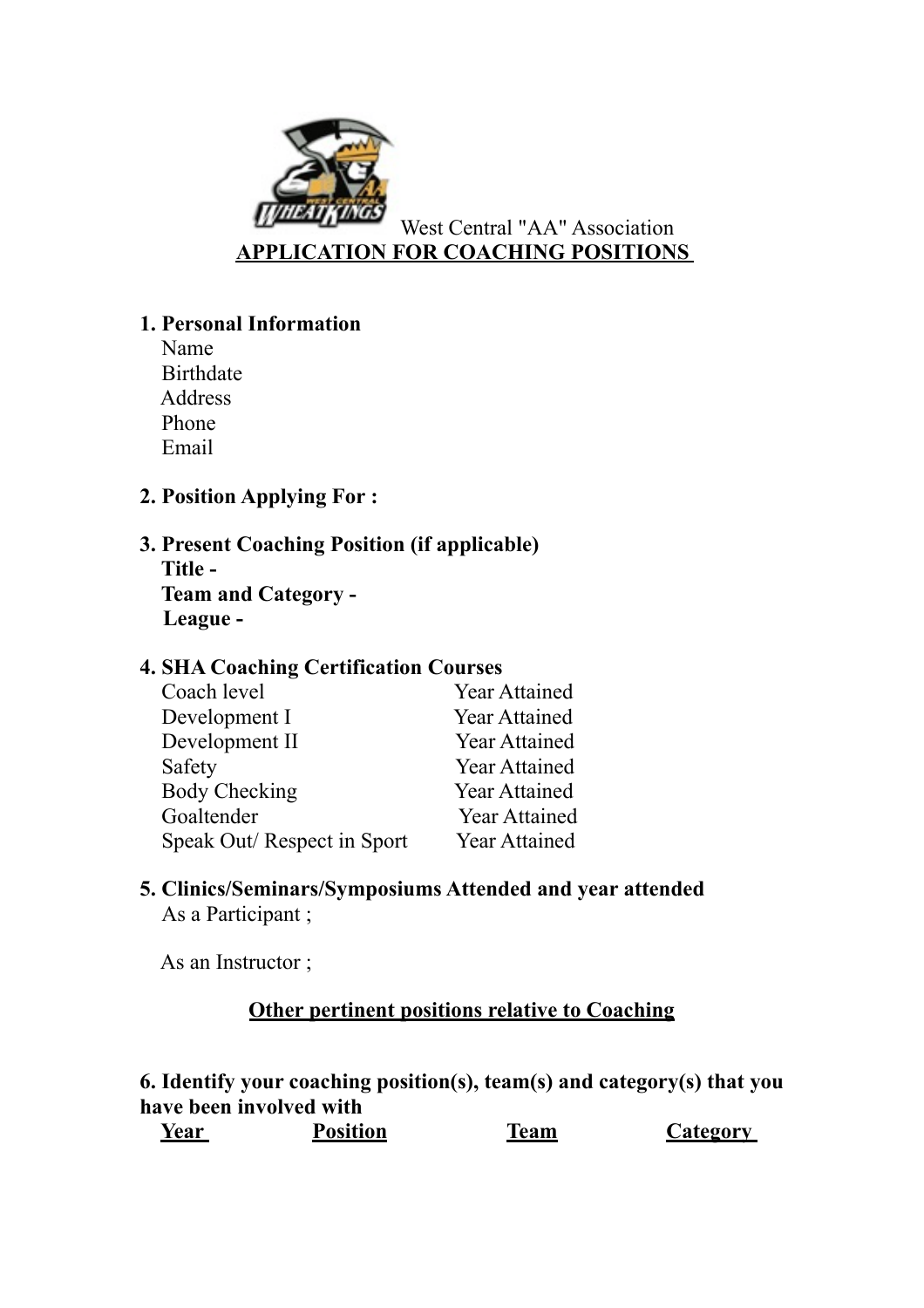West Central "AA" Association

# APPLICATION FOR COACHING POSITIONS

**1. Personal Information**

Name
Birthdate
Address
Phone
Email

**2. Position Applying For :**

**3. Present Coaching Position (if applicable)**

**Title -**
**Team and Category -**
**League -**

**4. SHA Coaching Certification Courses**

| | |
|---|---|
| Coach level | Year Attained |
| Development I | Year Attained |
| Development II | Year Attained |
| Safety | Year Attained |
| Body Checking | Year Attained |
| Goaltender | Year Attained |
| Speak Out/ Respect in Sport | Year Attained |

**5. Clinics/Seminars/Symposiums Attended and year attended**

As a Participant ;

As an Instructor ;

## Other pertinent positions relative to Coaching

**6. Identify your coaching position(s), team(s) and category(s) that you have been involved with**

| Year | Position | Team | Category |
|---|---|---|---|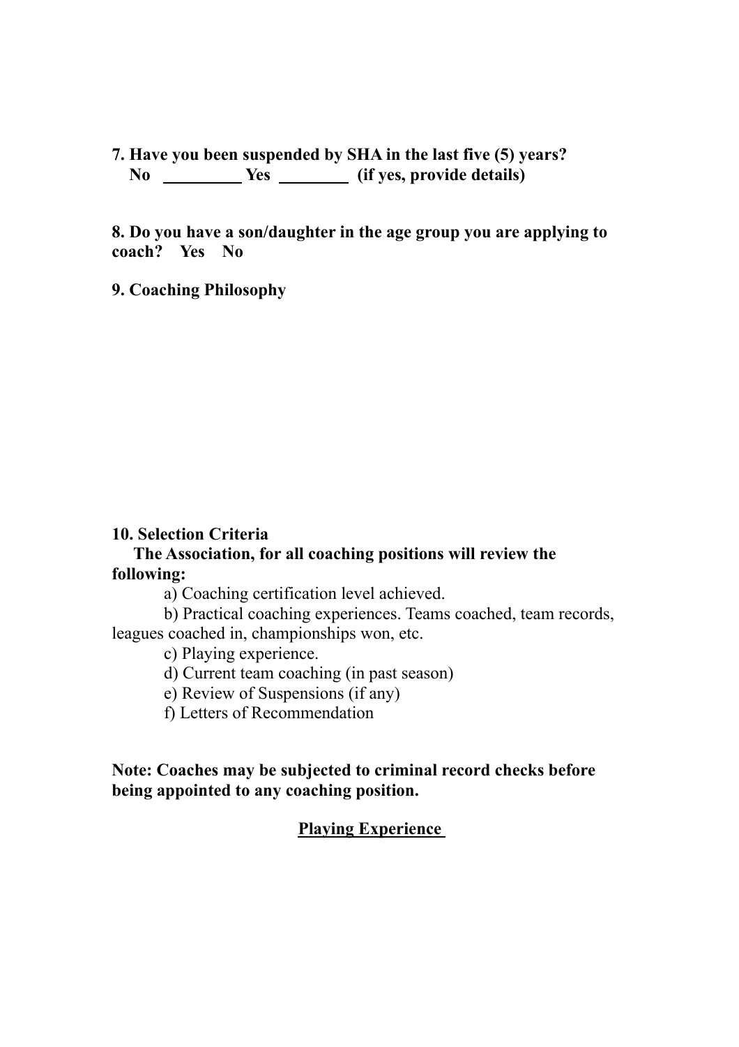**7. Have you been suspended by SHA in the last five (5) years?**
**No \_\_\_\_\_\_\_\_\_ Yes \_\_\_\_\_\_\_\_ (if yes, provide details)**

**8. Do you have a son/daughter in the age group you are applying to coach? Yes No**

**9. Coaching Philosophy**

**10. Selection Criteria**

**The Association, for all coaching positions will review the following:**

a) Coaching certification level achieved.

b) Practical coaching experiences. Teams coached, team records, leagues coached in, championships won, etc.

c) Playing experience.

d) Current team coaching (in past season)

e) Review of Suspensions (if any)

f) Letters of Recommendation

**Note: Coaches may be subjected to criminal record checks before being appointed to any coaching position.**

**<u>Playing Experience</u>**